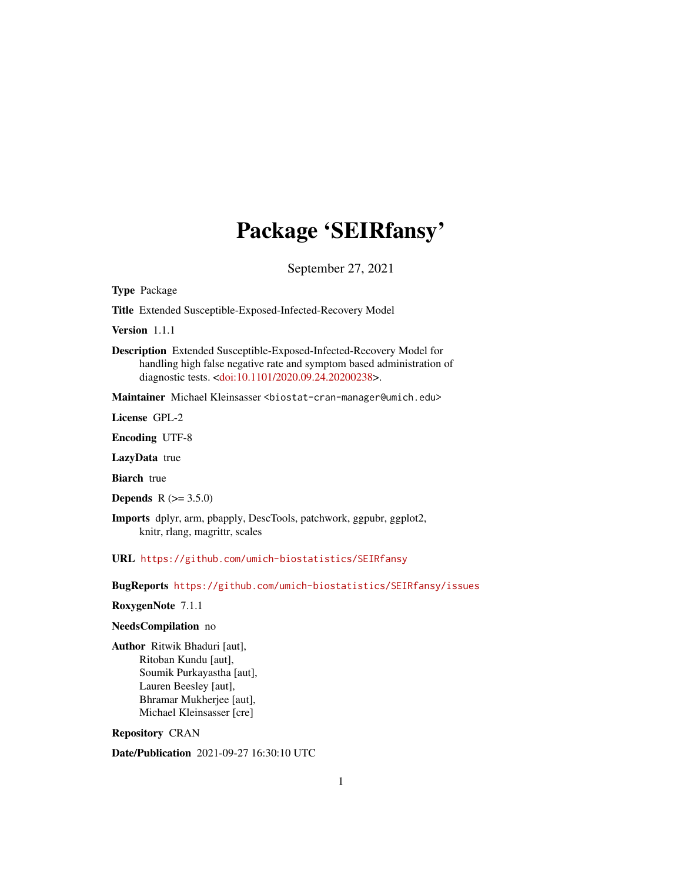# Package 'SEIRfansy'

September 27, 2021

**Type** Package

**Title** Extended Susceptible-Exposed-Infected-Recovery Model

**Version** 1.1.1

**Description** Extended Susceptible-Exposed-Infected-Recovery Model for handling high false negative rate and symptom based administration of diagnostic tests. <doi:10.1101/2020.09.24.20200238>.

**Maintainer** Michael Kleinsasser <biostat-cran-manager@umich.edu>

**License** GPL-2

**Encoding** UTF-8

**LazyData** true

**Biarch** true

**Depends** R (>= 3.5.0)

**Imports** dplyr, arm, pbapply, DescTools, patchwork, ggpubr, ggplot2, knitr, rlang, magrittr, scales

**URL** https://github.com/umich-biostatistics/SEIRfansy

**BugReports** https://github.com/umich-biostatistics/SEIRfansy/issues

**RoxygenNote** 7.1.1

**NeedsCompilation** no

**Author** Ritwik Bhaduri [aut],
Ritoban Kundu [aut],
Soumik Purkayastha [aut],
Lauren Beesley [aut],
Bhramar Mukherjee [aut],
Michael Kleinsasser [cre]

**Repository** CRAN

**Date/Publication** 2021-09-27 16:30:10 UTC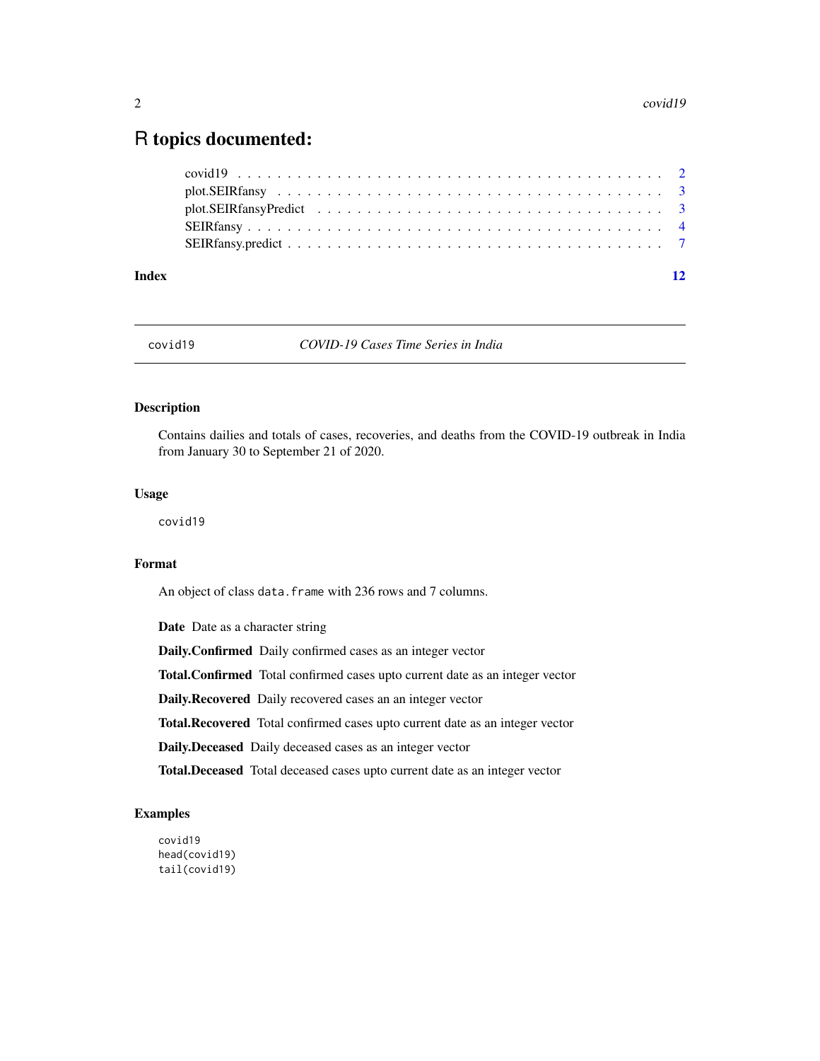# R topics documented:

covid19 . . . . . . . . . . . . . . . . . . . . . . . . . . . . . . . . . . . . . . . . . . 2
plot.SEIRfansy . . . . . . . . . . . . . . . . . . . . . . . . . . . . . . . . . . . . . . . 3
plot.SEIRfansyPredict . . . . . . . . . . . . . . . . . . . . . . . . . . . . . . . . . . . 3
SEIRfansy . . . . . . . . . . . . . . . . . . . . . . . . . . . . . . . . . . . . . . . . . 4
SEIRfansy.predict . . . . . . . . . . . . . . . . . . . . . . . . . . . . . . . . . . . . . 7

**Index** **12**

---

covid19 &nbsp;&nbsp;&nbsp;&nbsp; *COVID-19 Cases Time Series in India*

---

## Description

Contains dailies and totals of cases, recoveries, and deaths from the COVID-19 outbreak in India from January 30 to September 21 of 2020.

## Usage

```
covid19
```

## Format

An object of class `data.frame` with 236 rows and 7 columns.

**Date** Date as a character string

**Daily.Confirmed** Daily confirmed cases as an integer vector

**Total.Confirmed** Total confirmed cases upto current date as an integer vector

**Daily.Recovered** Daily recovered cases an an integer vector

**Total.Recovered** Total confirmed cases upto current date as an integer vector

**Daily.Deceased** Daily deceased cases as an integer vector

**Total.Deceased** Total deceased cases upto current date as an integer vector

## Examples

```
covid19
head(covid19)
tail(covid19)
```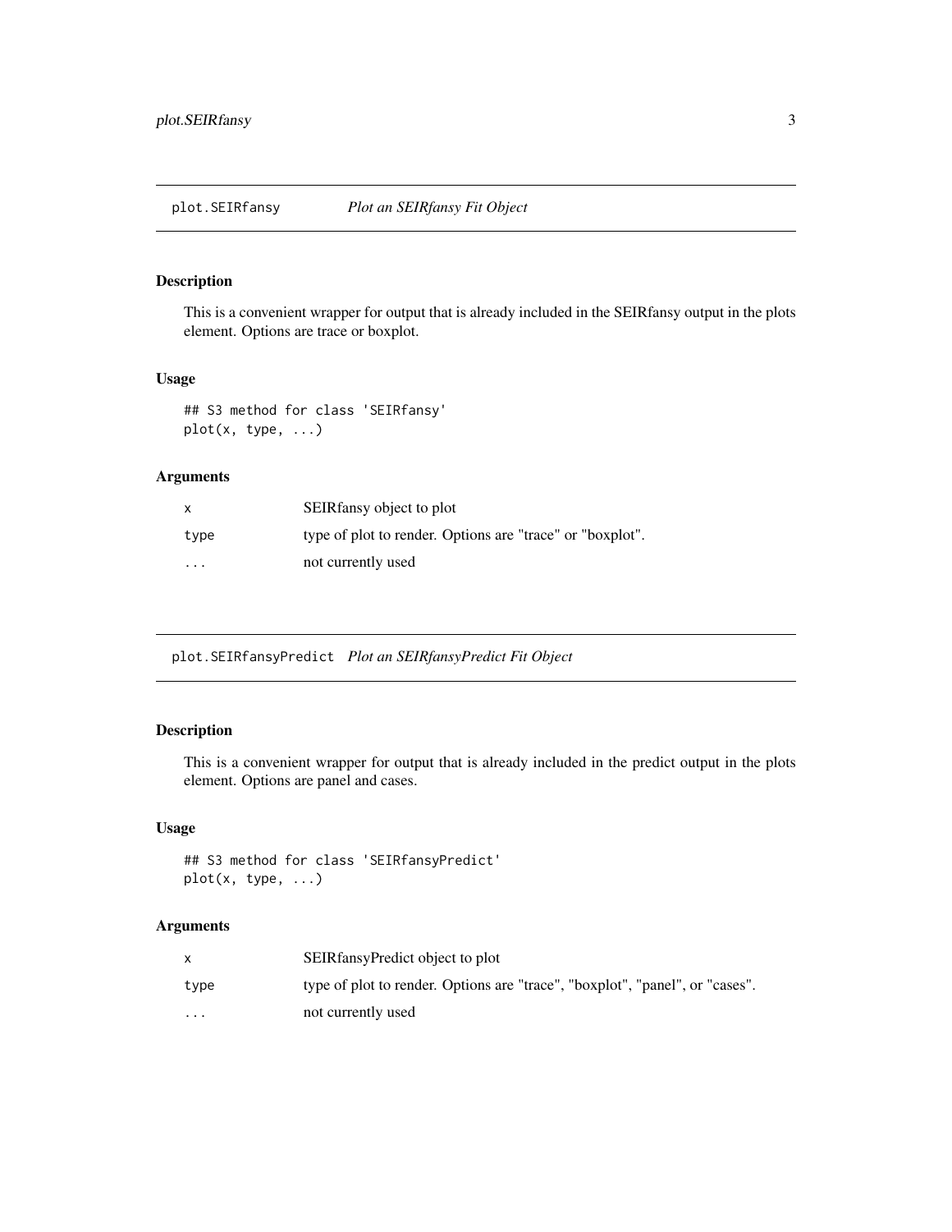## plot.SEIRfansy — *Plot an SEIRfansy Fit Object*

### Description

This is a convenient wrapper for output that is already included in the SEIRfansy output in the plots element. Options are trace or boxplot.

### Usage

```
## S3 method for class 'SEIRfansy'
plot(x, type, ...)
```

### Arguments

| | |
|---|---|
| `x` | SEIRfansy object to plot |
| `type` | type of plot to render. Options are "trace" or "boxplot". |
| `...` | not currently used |

## plot.SEIRfansyPredict — *Plot an SEIRfansyPredict Fit Object*

### Description

This is a convenient wrapper for output that is already included in the predict output in the plots element. Options are panel and cases.

### Usage

```
## S3 method for class 'SEIRfansyPredict'
plot(x, type, ...)
```

### Arguments

| | |
|---|---|
| `x` | SEIRfansyPredict object to plot |
| `type` | type of plot to render. Options are "trace", "boxplot", "panel", or "cases". |
| `...` | not currently used |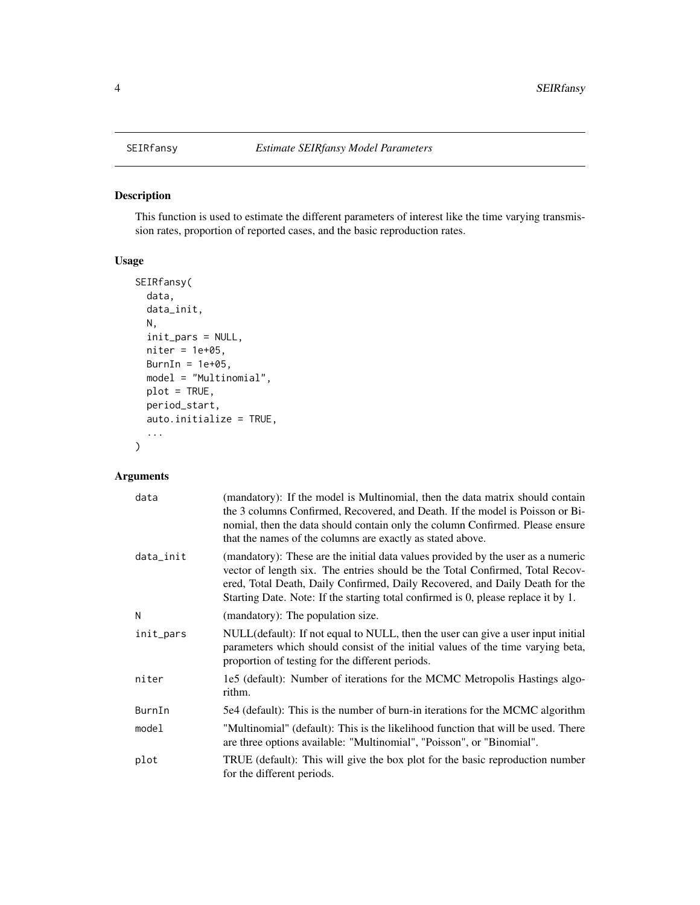SEIRfansy — *Estimate SEIRfansy Model Parameters*

## Description

This function is used to estimate the different parameters of interest like the time varying transmission rates, proportion of reported cases, and the basic reproduction rates.

## Usage

```
SEIRfansy(
  data,
  data_init,
  N,
  init_pars = NULL,
  niter = 1e+05,
  BurnIn = 1e+05,
  model = "Multinomial",
  plot = TRUE,
  period_start,
  auto.initialize = TRUE,
  ...
)
```

## Arguments

| | |
|---|---|
| data | (mandatory): If the model is Multinomial, then the data matrix should contain the 3 columns Confirmed, Recovered, and Death. If the model is Poisson or Binomial, then the data should contain only the column Confirmed. Please ensure that the names of the columns are exactly as stated above. |
| data_init | (mandatory): These are the initial data values provided by the user as a numeric vector of length six. The entries should be the Total Confirmed, Total Recovered, Total Death, Daily Confirmed, Daily Recovered, and Daily Death for the Starting Date. Note: If the starting total confirmed is 0, please replace it by 1. |
| N | (mandatory): The population size. |
| init_pars | NULL(default): If not equal to NULL, then the user can give a user input initial parameters which should consist of the initial values of the time varying beta, proportion of testing for the different periods. |
| niter | 1e5 (default): Number of iterations for the MCMC Metropolis Hastings algorithm. |
| BurnIn | 5e4 (default): This is the number of burn-in iterations for the MCMC algorithm |
| model | "Multinomial" (default): This is the likelihood function that will be used. There are three options available: "Multinomial", "Poisson", or "Binomial". |
| plot | TRUE (default): This will give the box plot for the basic reproduction number for the different periods. |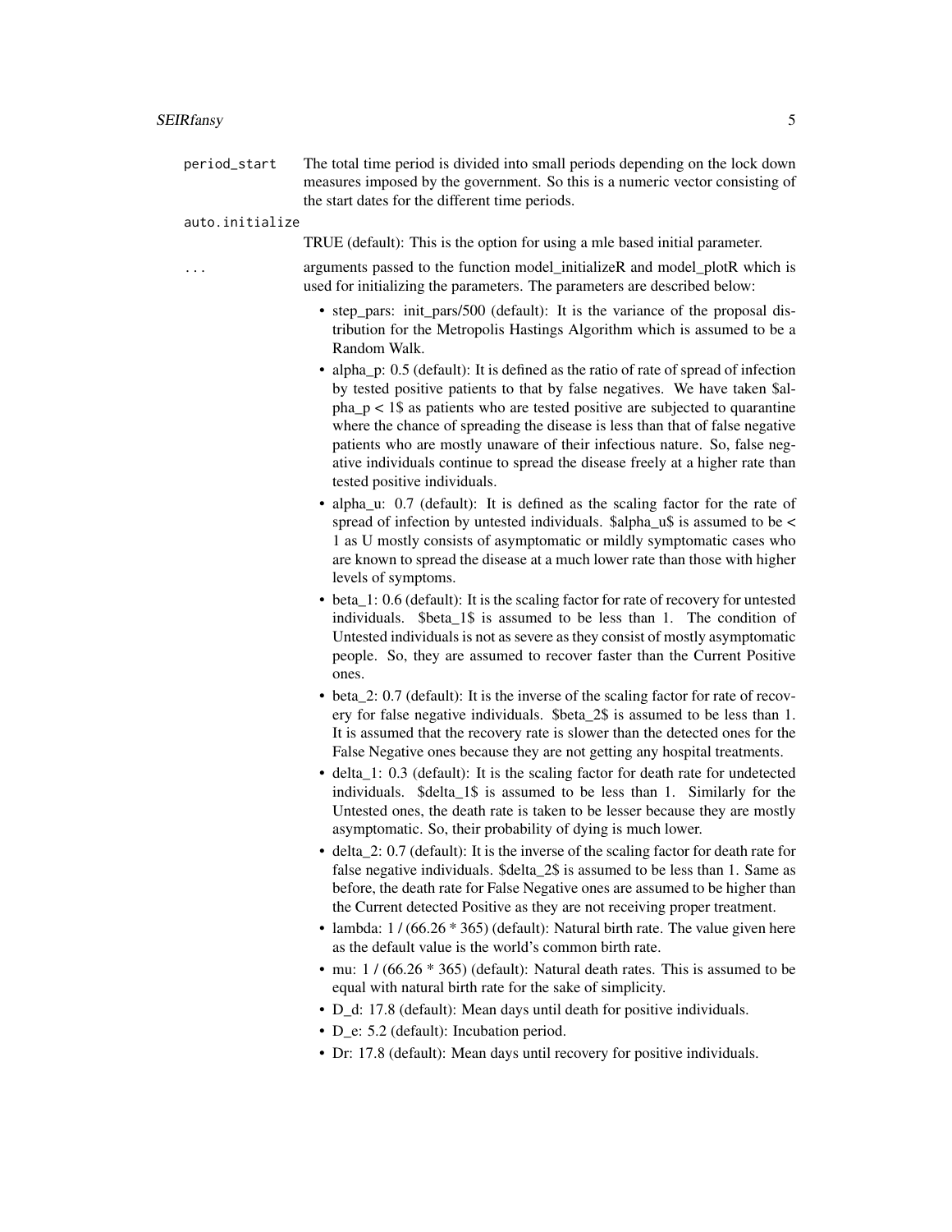period_start
: The total time period is divided into small periods depending on the lock down measures imposed by the government. So this is a numeric vector consisting of the start dates for the different time periods.

auto.initialize
: TRUE (default): This is the option for using a mle based initial parameter.

...
: arguments passed to the function model_initializeR and model_plotR which is used for initializing the parameters. The parameters are described below:

- step_pars: init_pars/500 (default): It is the variance of the proposal distribution for the Metropolis Hastings Algorithm which is assumed to be a Random Walk.
- alpha_p: 0.5 (default): It is defined as the ratio of rate of spread of infection by tested positive patients to that by false negatives. We have taken $alpha_p < 1$ as patients who are tested positive are subjected to quarantine where the chance of spreading the disease is less than that of false negative patients who are mostly unaware of their infectious nature. So, false negative individuals continue to spread the disease freely at a higher rate than tested positive individuals.
- alpha_u: 0.7 (default): It is defined as the scaling factor for the rate of spread of infection by untested individuals. $alpha_u$ is assumed to be < 1 as U mostly consists of asymptomatic or mildly symptomatic cases who are known to spread the disease at a much lower rate than those with higher levels of symptoms.
- beta_1: 0.6 (default): It is the scaling factor for rate of recovery for untested individuals. $beta_1$ is assumed to be less than 1. The condition of Untested individuals is not as severe as they consist of mostly asymptomatic people. So, they are assumed to recover faster than the Current Positive ones.
- beta_2: 0.7 (default): It is the inverse of the scaling factor for rate of recovery for false negative individuals. $beta_2$ is assumed to be less than 1. It is assumed that the recovery rate is slower than the detected ones for the False Negative ones because they are not getting any hospital treatments.
- delta_1: 0.3 (default): It is the scaling factor for death rate for undetected individuals. $delta_1$ is assumed to be less than 1. Similarly for the Untested ones, the death rate is taken to be lesser because they are mostly asymptomatic. So, their probability of dying is much lower.
- delta_2: 0.7 (default): It is the inverse of the scaling factor for death rate for false negative individuals. $delta_2$ is assumed to be less than 1. Same as before, the death rate for False Negative ones are assumed to be higher than the Current detected Positive as they are not receiving proper treatment.
- lambda: 1 / (66.26 * 365) (default): Natural birth rate. The value given here as the default value is the world's common birth rate.
- mu: 1 / (66.26 * 365) (default): Natural death rates. This is assumed to be equal with natural birth rate for the sake of simplicity.
- D_d: 17.8 (default): Mean days until death for positive individuals.
- D_e: 5.2 (default): Incubation period.
- Dr: 17.8 (default): Mean days until recovery for positive individuals.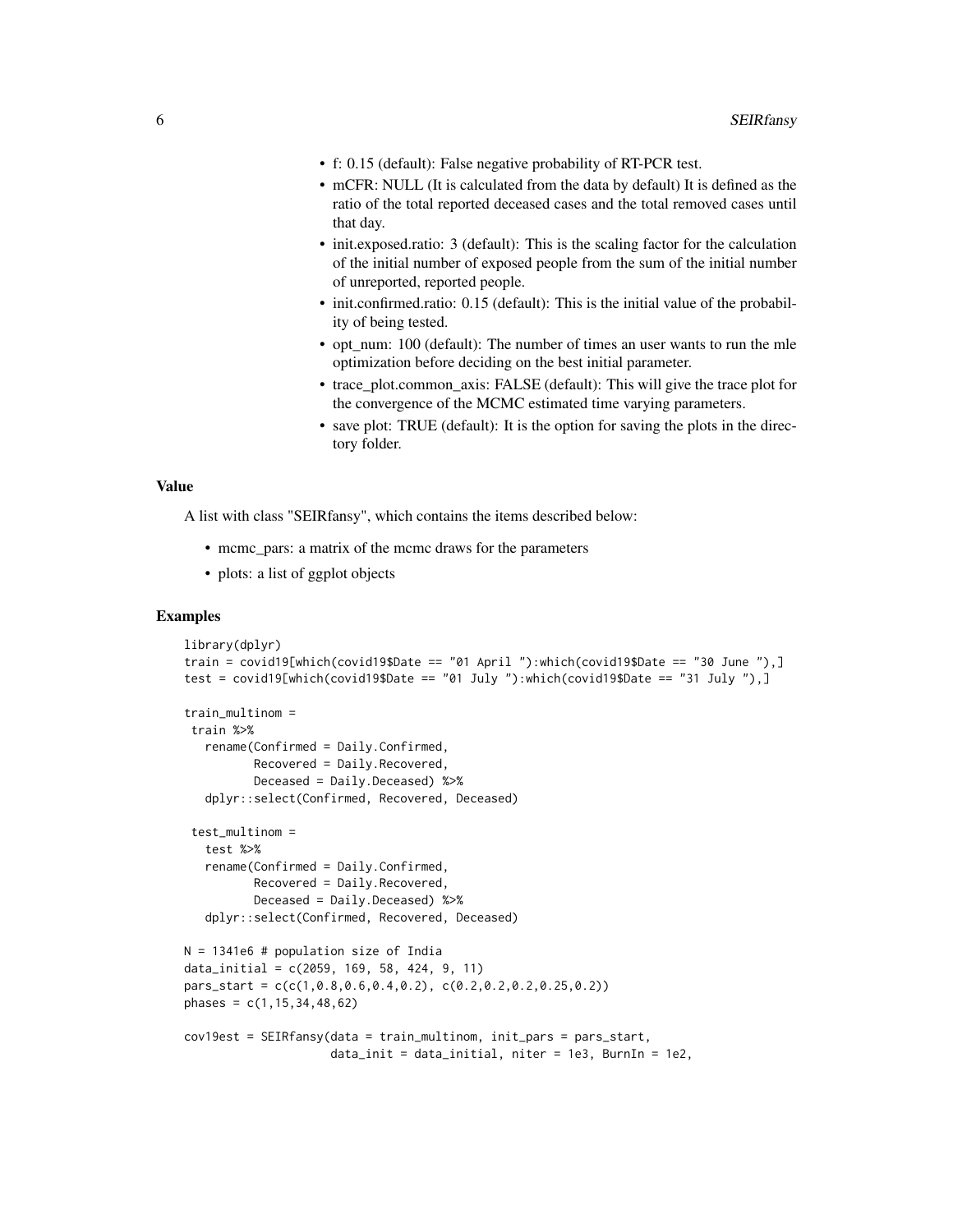- f: 0.15 (default): False negative probability of RT-PCR test.
- mCFR: NULL (It is calculated from the data by default) It is defined as the ratio of the total reported deceased cases and the total removed cases until that day.
- init.exposed.ratio: 3 (default): This is the scaling factor for the calculation of the initial number of exposed people from the sum of the initial number of unreported, reported people.
- init.confirmed.ratio: 0.15 (default): This is the initial value of the probability of being tested.
- opt_num: 100 (default): The number of times an user wants to run the mle optimization before deciding on the best initial parameter.
- trace_plot.common_axis: FALSE (default): This will give the trace plot for the convergence of the MCMC estimated time varying parameters.
- save plot: TRUE (default): It is the option for saving the plots in the directory folder.

### Value

A list with class "SEIRfansy", which contains the items described below:

- mcmc_pars: a matrix of the mcmc draws for the parameters
- plots: a list of ggplot objects

### Examples

```
library(dplyr)
train = covid19[which(covid19$Date == "01 April "):which(covid19$Date == "30 June "),]
test = covid19[which(covid19$Date == "01 July "):which(covid19$Date == "31 July "),]

train_multinom =
 train %>%
   rename(Confirmed = Daily.Confirmed,
          Recovered = Daily.Recovered,
          Deceased = Daily.Deceased) %>%
   dplyr::select(Confirmed, Recovered, Deceased)

 test_multinom =
   test %>%
   rename(Confirmed = Daily.Confirmed,
          Recovered = Daily.Recovered,
          Deceased = Daily.Deceased) %>%
   dplyr::select(Confirmed, Recovered, Deceased)

N = 1341e6 # population size of India
data_initial = c(2059, 169, 58, 424, 9, 11)
pars_start = c(c(1,0.8,0.6,0.4,0.2), c(0.2,0.2,0.2,0.25,0.2))
phases = c(1,15,34,48,62)

cov19est = SEIRfansy(data = train_multinom, init_pars = pars_start,
                     data_init = data_initial, niter = 1e3, BurnIn = 1e2,
```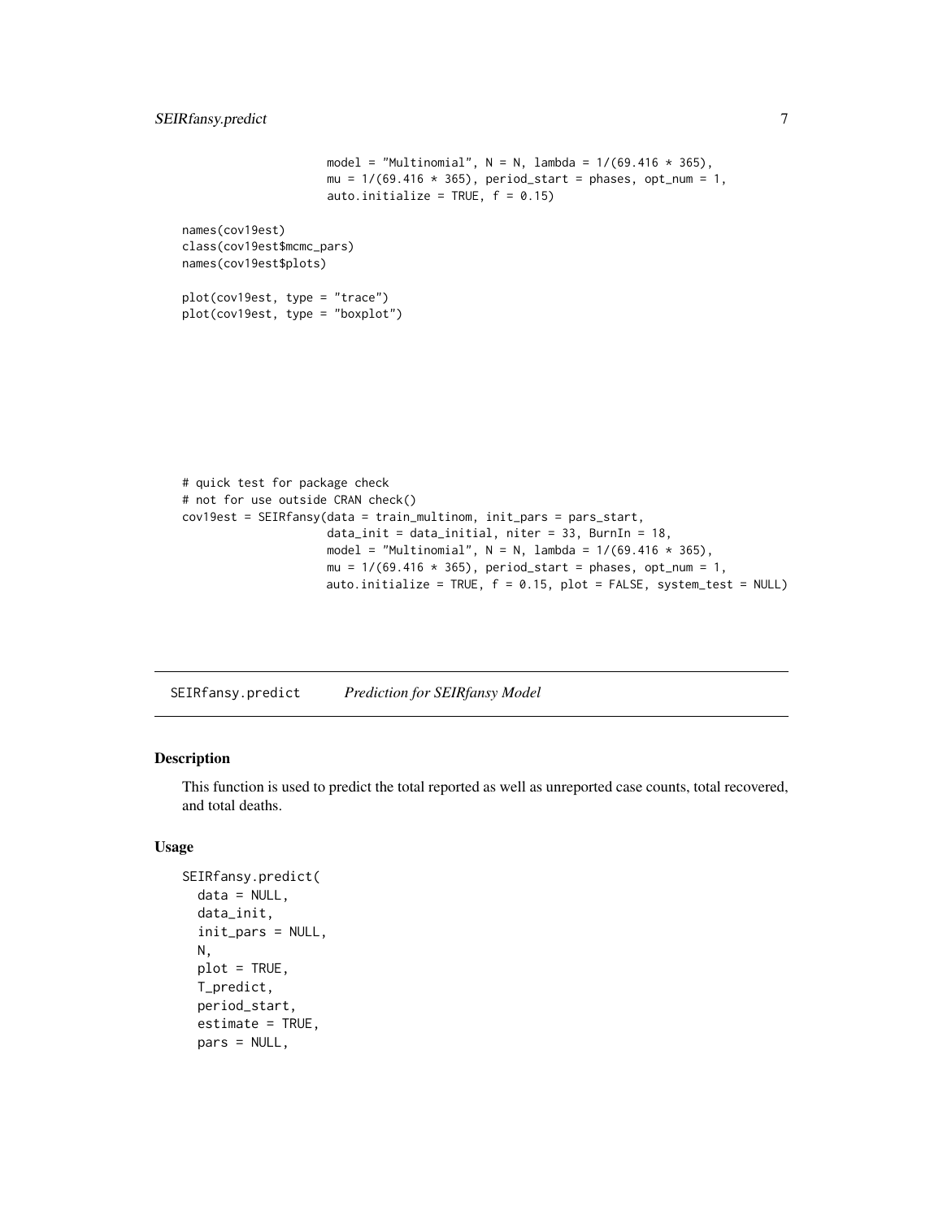```
                     model = "Multinomial", N = N, lambda = 1/(69.416 * 365),
                     mu = 1/(69.416 * 365), period_start = phases, opt_num = 1,
                     auto.initialize = TRUE, f = 0.15)

names(cov19est)
class(cov19est$mcmc_pars)
names(cov19est$plots)

plot(cov19est, type = "trace")
plot(cov19est, type = "boxplot")
```

```
# quick test for package check
# not for use outside CRAN check()
cov19est = SEIRfansy(data = train_multinom, init_pars = pars_start,
                     data_init = data_initial, niter = 33, BurnIn = 18,
                     model = "Multinomial", N = N, lambda = 1/(69.416 * 365),
                     mu = 1/(69.416 * 365), period_start = phases, opt_num = 1,
                     auto.initialize = TRUE, f = 0.15, plot = FALSE, system_test = NULL)
```

## SEIRfansy.predict — *Prediction for SEIRfansy Model*

### Description

This function is used to predict the total reported as well as unreported case counts, total recovered, and total deaths.

### Usage

```
SEIRfansy.predict(
  data = NULL,
  data_init,
  init_pars = NULL,
  N,
  plot = TRUE,
  T_predict,
  period_start,
  estimate = TRUE,
  pars = NULL,
```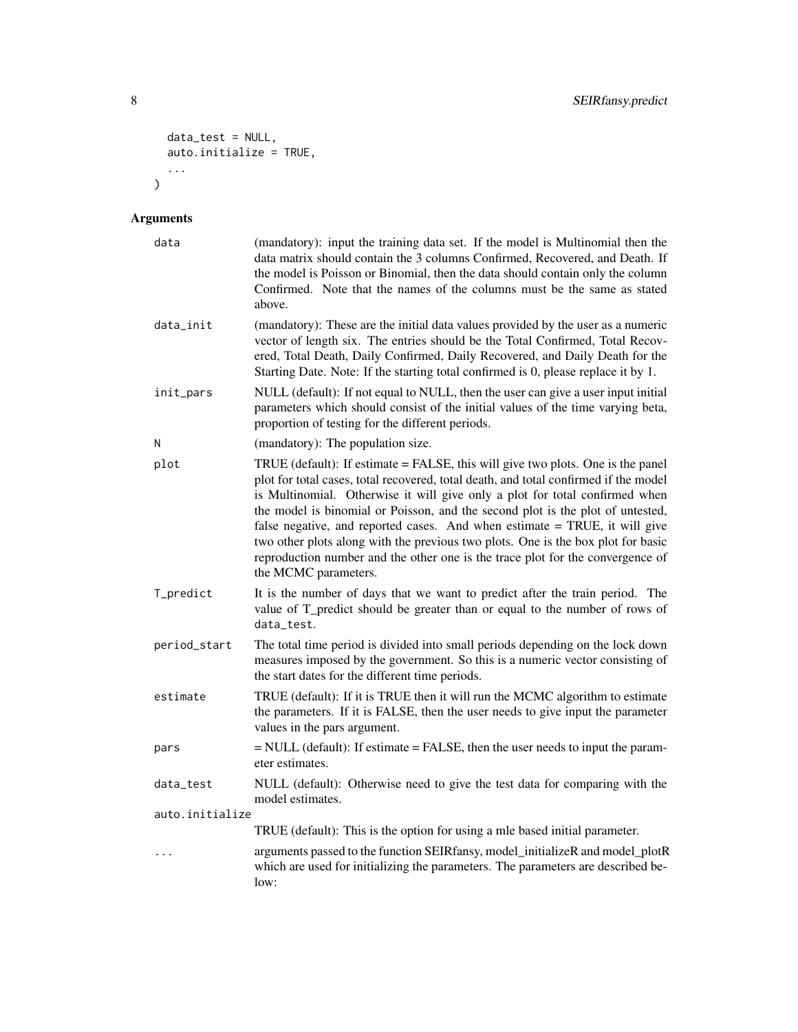```
  data_test = NULL,
  auto.initialize = TRUE,
  ...
)
```

## Arguments

| | |
|---|---|
| data | (mandatory): input the training data set. If the model is Multinomial then the data matrix should contain the 3 columns Confirmed, Recovered, and Death. If the model is Poisson or Binomial, then the data should contain only the column Confirmed. Note that the names of the columns must be the same as stated above. |
| data_init | (mandatory): These are the initial data values provided by the user as a numeric vector of length six. The entries should be the Total Confirmed, Total Recovered, Total Death, Daily Confirmed, Daily Recovered, and Daily Death for the Starting Date. Note: If the starting total confirmed is 0, please replace it by 1. |
| init_pars | NULL (default): If not equal to NULL, then the user can give a user input initial parameters which should consist of the initial values of the time varying beta, proportion of testing for the different periods. |
| N | (mandatory): The population size. |
| plot | TRUE (default): If estimate = FALSE, this will give two plots. One is the panel plot for total cases, total recovered, total death, and total confirmed if the model is Multinomial. Otherwise it will give only a plot for total confirmed when the model is binomial or Poisson, and the second plot is the plot of untested, false negative, and reported cases. And when estimate = TRUE, it will give two other plots along with the previous two plots. One is the box plot for basic reproduction number and the other one is the trace plot for the convergence of the MCMC parameters. |
| T_predict | It is the number of days that we want to predict after the train period. The value of T_predict should be greater than or equal to the number of rows of data_test. |
| period_start | The total time period is divided into small periods depending on the lock down measures imposed by the government. So this is a numeric vector consisting of the start dates for the different time periods. |
| estimate | TRUE (default): If it is TRUE then it will run the MCMC algorithm to estimate the parameters. If it is FALSE, then the user needs to give input the parameter values in the pars argument. |
| pars | = NULL (default): If estimate = FALSE, then the user needs to input the parameter estimates. |
| data_test | NULL (default): Otherwise need to give the test data for comparing with the model estimates. |
| auto.initialize | TRUE (default): This is the option for using a mle based initial parameter. |
| ... | arguments passed to the function SEIRfansy, model_initializeR and model_plotR which are used for initializing the parameters. The parameters are described below: |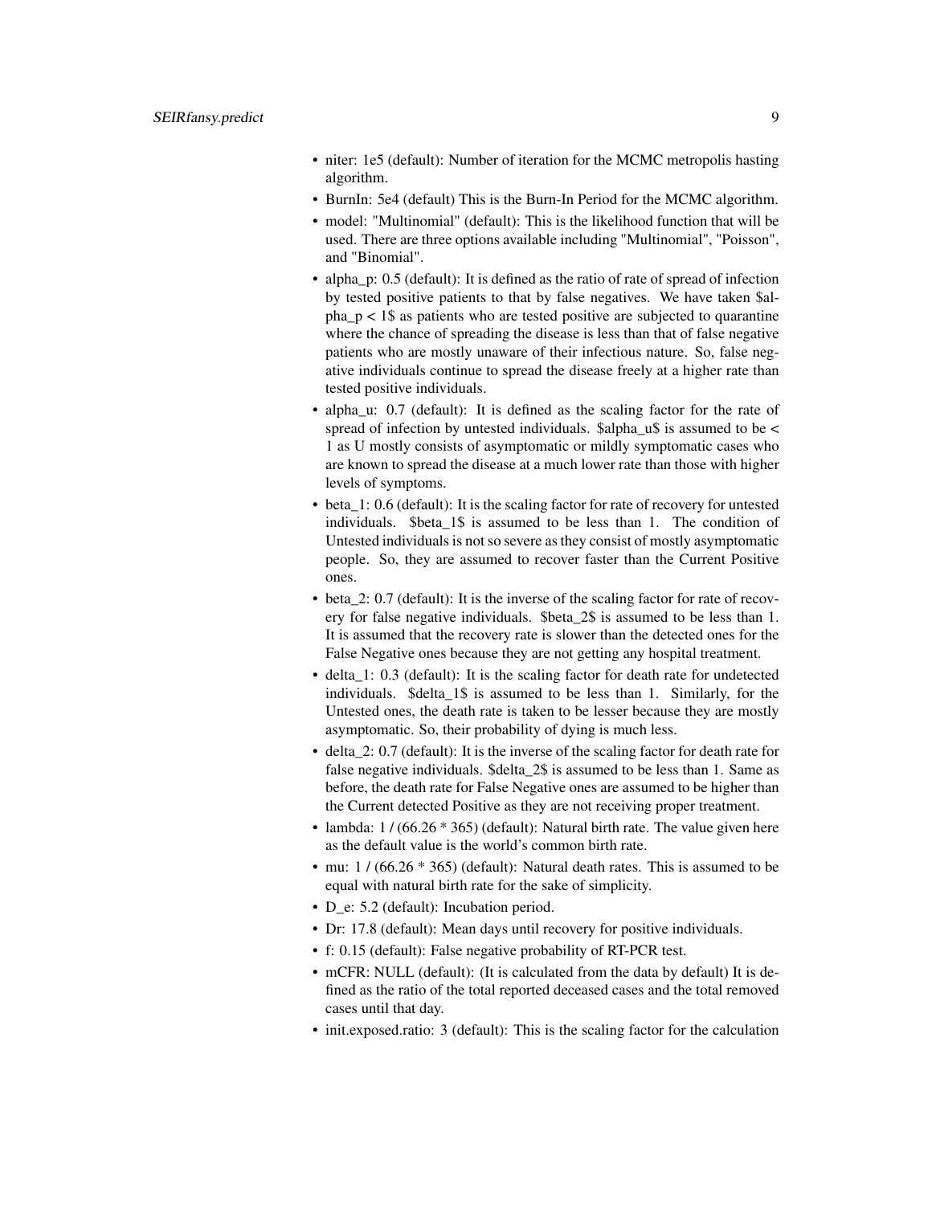- niter: 1e5 (default): Number of iteration for the MCMC metropolis hasting algorithm.
- BurnIn: 5e4 (default) This is the Burn-In Period for the MCMC algorithm.
- model: "Multinomial" (default): This is the likelihood function that will be used. There are three options available including "Multinomial", "Poisson", and "Binomial".
- alpha_p: 0.5 (default): It is defined as the ratio of rate of spread of infection by tested positive patients to that by false negatives. We have taken $alpha_p < 1$ as patients who are tested positive are subjected to quarantine where the chance of spreading the disease is less than that of false negative patients who are mostly unaware of their infectious nature. So, false negative individuals continue to spread the disease freely at a higher rate than tested positive individuals.
- alpha_u: 0.7 (default): It is defined as the scaling factor for the rate of spread of infection by untested individuals. $alpha_u$ is assumed to be < 1 as U mostly consists of asymptomatic or mildly symptomatic cases who are known to spread the disease at a much lower rate than those with higher levels of symptoms.
- beta_1: 0.6 (default): It is the scaling factor for rate of recovery for untested individuals. $beta_1$ is assumed to be less than 1. The condition of Untested individuals is not so severe as they consist of mostly asymptomatic people. So, they are assumed to recover faster than the Current Positive ones.
- beta_2: 0.7 (default): It is the inverse of the scaling factor for rate of recovery for false negative individuals. $beta_2$ is assumed to be less than 1. It is assumed that the recovery rate is slower than the detected ones for the False Negative ones because they are not getting any hospital treatment.
- delta_1: 0.3 (default): It is the scaling factor for death rate for undetected individuals. $delta_1$ is assumed to be less than 1. Similarly, for the Untested ones, the death rate is taken to be lesser because they are mostly asymptomatic. So, their probability of dying is much less.
- delta_2: 0.7 (default): It is the inverse of the scaling factor for death rate for false negative individuals. $delta_2$ is assumed to be less than 1. Same as before, the death rate for False Negative ones are assumed to be higher than the Current detected Positive as they are not receiving proper treatment.
- lambda: 1 / (66.26 * 365) (default): Natural birth rate. The value given here as the default value is the world's common birth rate.
- mu: 1 / (66.26 * 365) (default): Natural death rates. This is assumed to be equal with natural birth rate for the sake of simplicity.
- D_e: 5.2 (default): Incubation period.
- Dr: 17.8 (default): Mean days until recovery for positive individuals.
- f: 0.15 (default): False negative probability of RT-PCR test.
- mCFR: NULL (default): (It is calculated from the data by default) It is defined as the ratio of the total reported deceased cases and the total removed cases until that day.
- init.exposed.ratio: 3 (default): This is the scaling factor for the calculation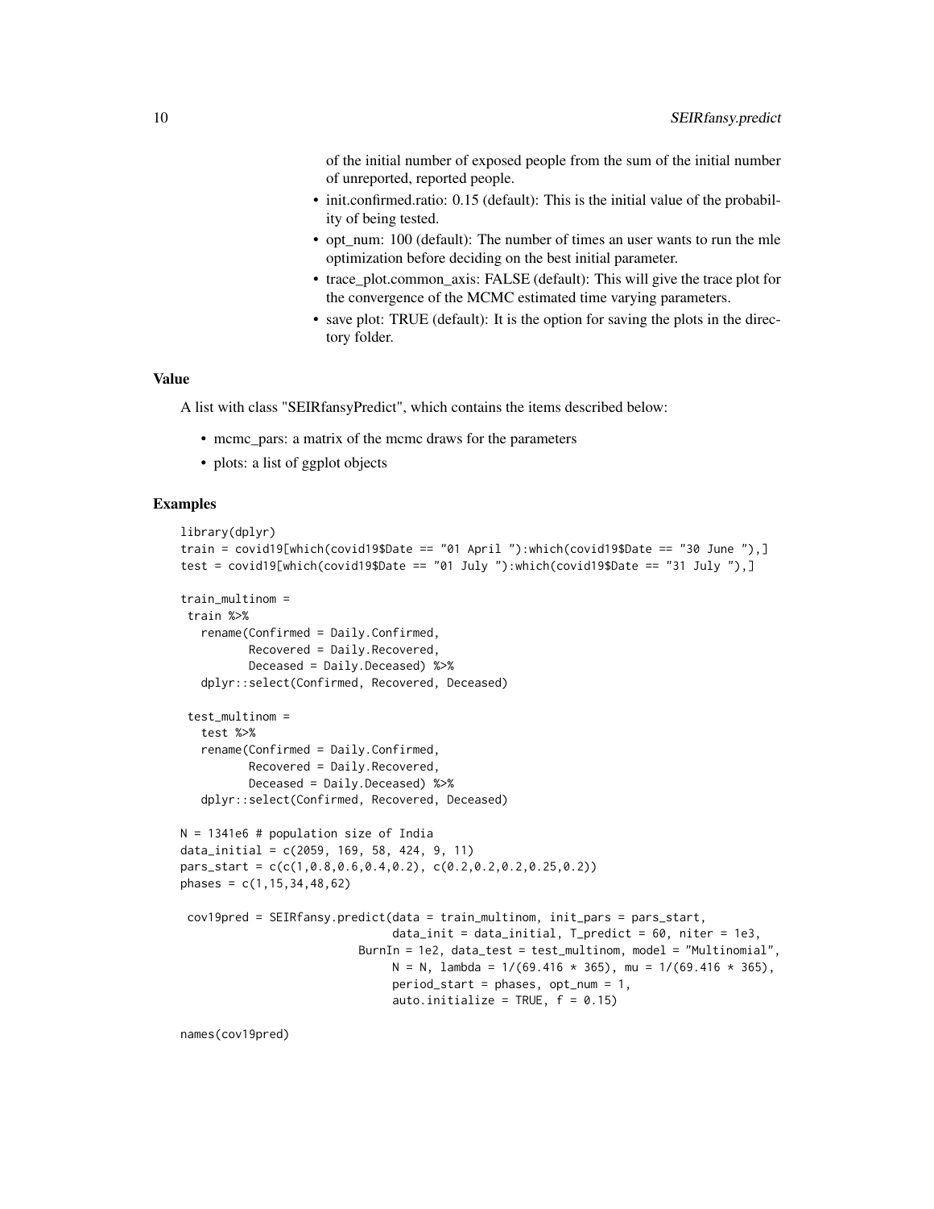of the initial number of exposed people from the sum of the initial number of unreported, reported people.

- init.confirmed.ratio: 0.15 (default): This is the initial value of the probability of being tested.
- opt_num: 100 (default): The number of times an user wants to run the mle optimization before deciding on the best initial parameter.
- trace_plot.common_axis: FALSE (default): This will give the trace plot for the convergence of the MCMC estimated time varying parameters.
- save plot: TRUE (default): It is the option for saving the plots in the directory folder.

## Value

A list with class "SEIRfansyPredict", which contains the items described below:

- mcmc_pars: a matrix of the mcmc draws for the parameters
- plots: a list of ggplot objects

## Examples

```
library(dplyr)
train = covid19[which(covid19$Date == "01 April "):which(covid19$Date == "30 June "),]
test = covid19[which(covid19$Date == "01 July "):which(covid19$Date == "31 July "),]

train_multinom =
 train %>%
   rename(Confirmed = Daily.Confirmed,
          Recovered = Daily.Recovered,
          Deceased = Daily.Deceased) %>%
   dplyr::select(Confirmed, Recovered, Deceased)

 test_multinom =
   test %>%
   rename(Confirmed = Daily.Confirmed,
          Recovered = Daily.Recovered,
          Deceased = Daily.Deceased) %>%
   dplyr::select(Confirmed, Recovered, Deceased)

N = 1341e6 # population size of India
data_initial = c(2059, 169, 58, 424, 9, 11)
pars_start = c(c(1,0.8,0.6,0.4,0.2), c(0.2,0.2,0.2,0.25,0.2))
phases = c(1,15,34,48,62)

 cov19pred = SEIRfansy.predict(data = train_multinom, init_pars = pars_start,
                               data_init = data_initial, T_predict = 60, niter = 1e3,
                          BurnIn = 1e2, data_test = test_multinom, model = "Multinomial",
                               N = N, lambda = 1/(69.416 * 365), mu = 1/(69.416 * 365),
                               period_start = phases, opt_num = 1,
                               auto.initialize = TRUE, f = 0.15)

names(cov19pred)
```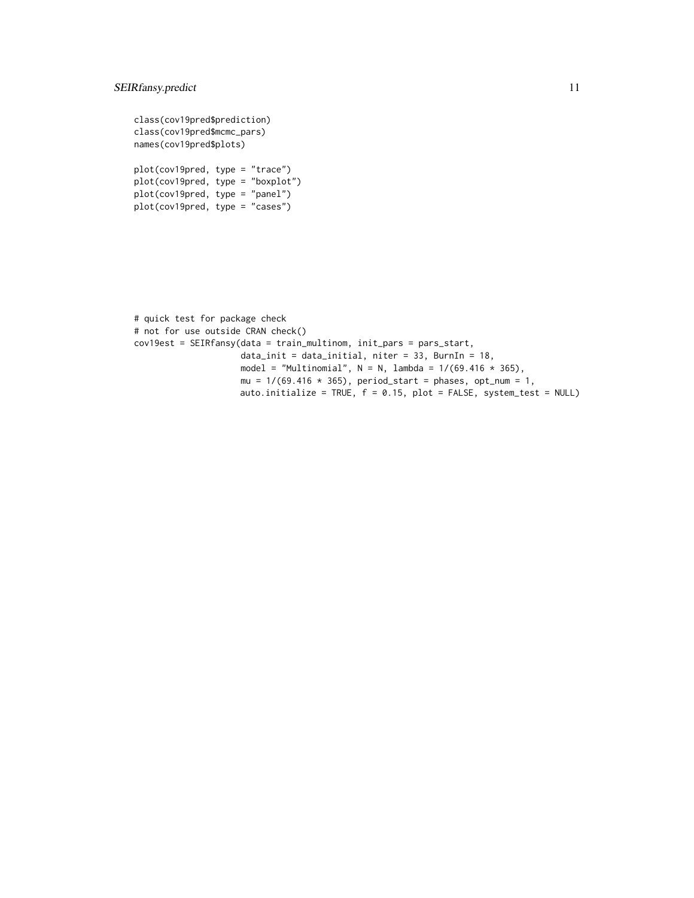```
class(cov19pred$prediction)
class(cov19pred$mcmc_pars)
names(cov19pred$plots)

plot(cov19pred, type = "trace")
plot(cov19pred, type = "boxplot")
plot(cov19pred, type = "panel")
plot(cov19pred, type = "cases")
```

```
# quick test for package check
# not for use outside CRAN check()
cov19est = SEIRfansy(data = train_multinom, init_pars = pars_start,
                     data_init = data_initial, niter = 33, BurnIn = 18,
                     model = "Multinomial", N = N, lambda = 1/(69.416 * 365),
                     mu = 1/(69.416 * 365), period_start = phases, opt_num = 1,
                     auto.initialize = TRUE, f = 0.15, plot = FALSE, system_test = NULL)
```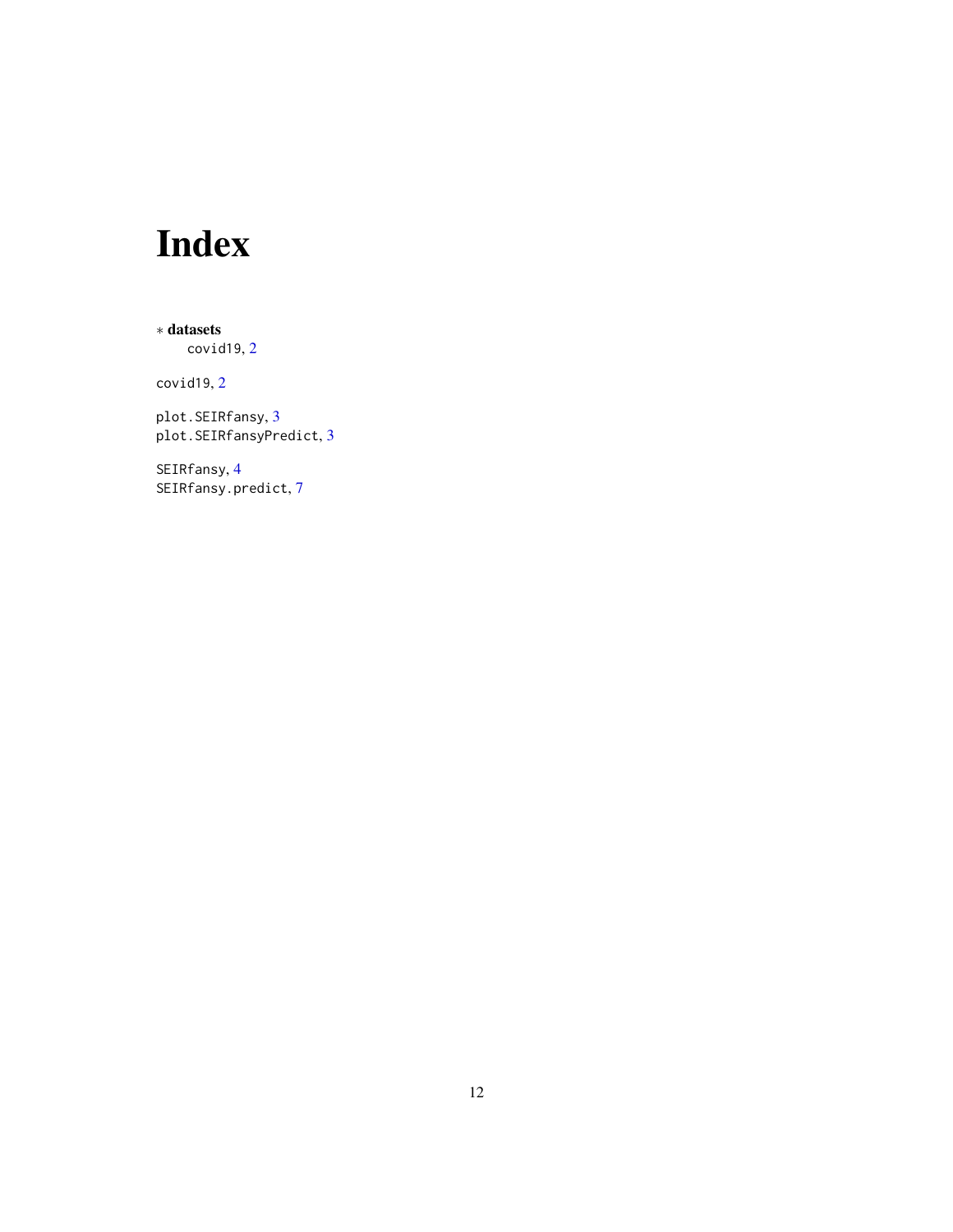# Index

∗ **datasets**
    covid19, 2

covid19, 2

plot.SEIRfansy, 3
plot.SEIRfansyPredict, 3

SEIRfansy, 4
SEIRfansy.predict, 7